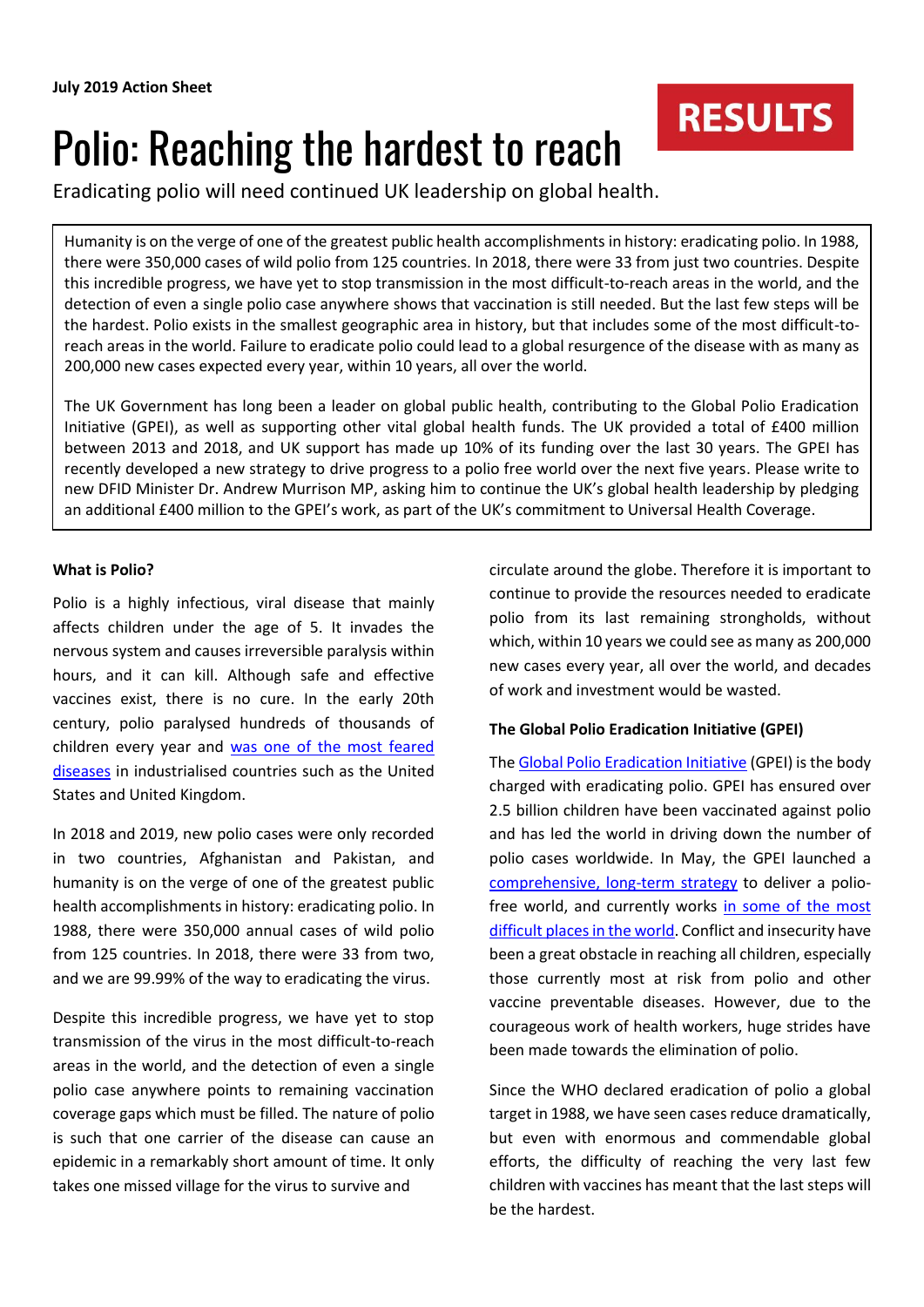**July 2019 Action Sheet**

RESULTS

# Polio: Reaching the hardest to reach

Eradicating polio will need continued UK leadership on global health.

Humanity is on the verge of one of the greatest public health accomplishments in history: eradicating polio. In 1988, there were 350,000 cases of wild polio from 125 countries. In 2018, there were 33 from just two countries. Despite this incredible progress, we have yet to stop transmission in the most difficult-to-reach areas in the world, and the detection of even a single polio case anywhere shows that vaccination is still needed. But the last few steps will be the hardest. Polio exists in the smallest geographic area in history, but that includes some of the most difficult-to-reach areas in the world. Failure to eradicate polio could lead to a global resurgence of the disease with as many as 200,000 new cases expected every year, within 10 years, all over the world.

The UK Government has long been a leader on global public health, contributing to the Global Polio Eradication Initiative (GPEI), as well as supporting other vital global health funds. The UK provided a total of £400 million between 2013 and 2018, and UK support has made up 10% of its funding over the last 30 years. The GPEI has recently developed a new strategy to drive progress to a polio free world over the next five years. Please write to new DFID Minister Dr. Andrew Murrison MP, asking him to continue the UK's global health leadership by pledging an additional £400 million to the GPEI's work, as part of the UK's commitment to Universal Health Coverage.

**What is Polio?**

Polio is a highly infectious, viral disease that mainly affects children under the age of 5. It invades the nervous system and causes irreversible paralysis within hours, and it can kill. Although safe and effective vaccines exist, there is no cure. In the early 20th century, polio paralysed hundreds of thousands of children every year and was one of the most feared diseases in industrialised countries such as the United States and United Kingdom.

In 2018 and 2019, new polio cases were only recorded in two countries, Afghanistan and Pakistan, and humanity is on the verge of one of the greatest public health accomplishments in history: eradicating polio. In 1988, there were 350,000 annual cases of wild polio from 125 countries. In 2018, there were 33 from two, and we are 99.99% of the way to eradicating the virus.

Despite this incredible progress, we have yet to stop transmission of the virus in the most difficult-to-reach areas in the world, and the detection of even a single polio case anywhere points to remaining vaccination coverage gaps which must be filled. The nature of polio is such that one carrier of the disease can cause an epidemic in a remarkably short amount of time. It only takes one missed village for the virus to survive and circulate around the globe. Therefore it is important to continue to provide the resources needed to eradicate polio from its last remaining strongholds, without which, within 10 years we could see as many as 200,000 new cases every year, all over the world, and decades of work and investment would be wasted.

**The Global Polio Eradication Initiative (GPEI)**

The Global Polio Eradication Initiative (GPEI) is the body charged with eradicating polio. GPEI has ensured over 2.5 billion children have been vaccinated against polio and has led the world in driving down the number of polio cases worldwide. In May, the GPEI launched a comprehensive, long-term strategy to deliver a polio-free world, and currently works in some of the most difficult places in the world. Conflict and insecurity have been a great obstacle in reaching all children, especially those currently most at risk from polio and other vaccine preventable diseases. However, due to the courageous work of health workers, huge strides have been made towards the elimination of polio.

Since the WHO declared eradication of polio a global target in 1988, we have seen cases reduce dramatically, but even with enormous and commendable global efforts, the difficulty of reaching the very last few children with vaccines has meant that the last steps will be the hardest.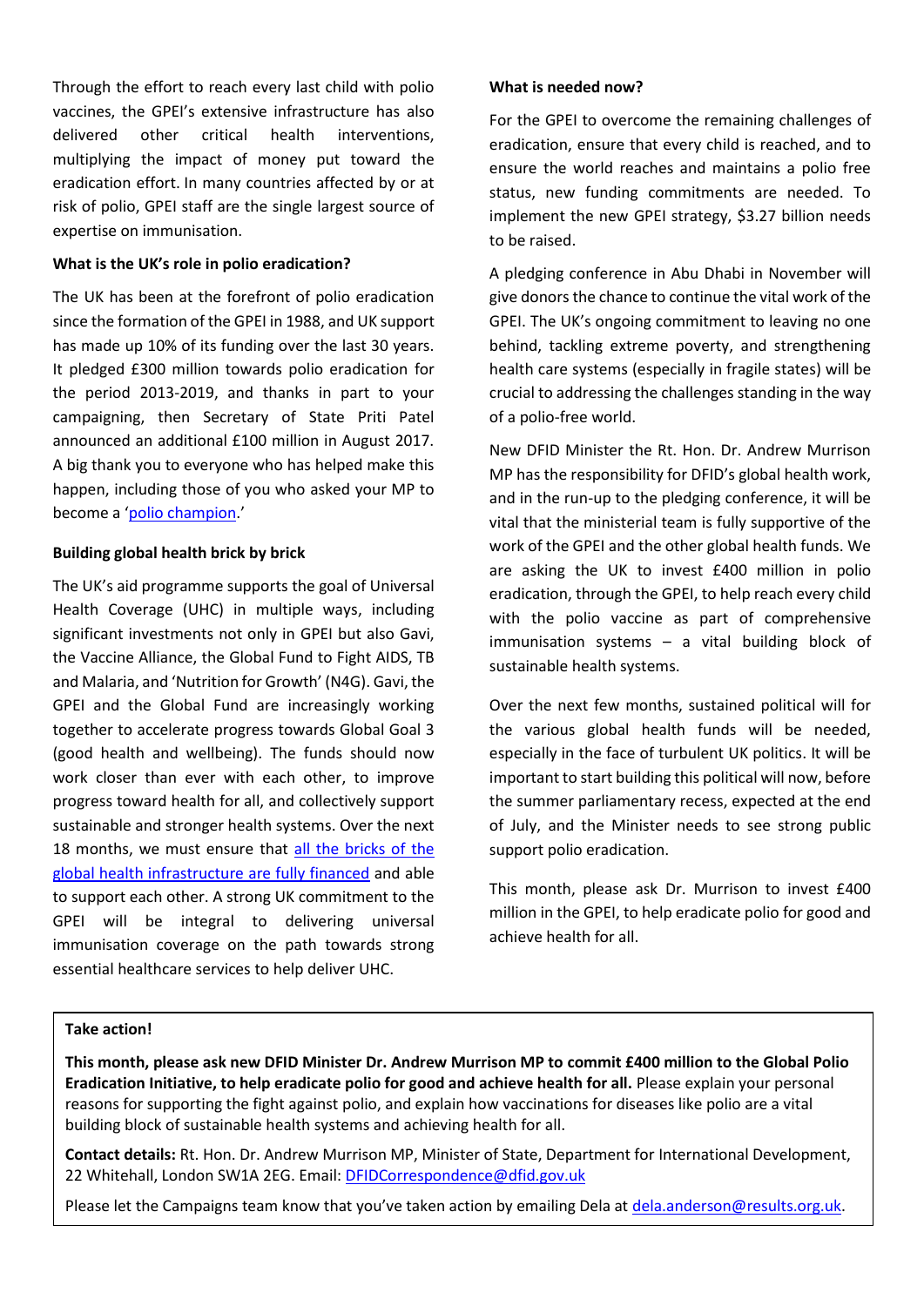Through the effort to reach every last child with polio vaccines, the GPEI's extensive infrastructure has also delivered other critical health interventions, multiplying the impact of money put toward the eradication effort. In many countries affected by or at risk of polio, GPEI staff are the single largest source of expertise on immunisation.

**What is the UK's role in polio eradication?**

The UK has been at the forefront of polio eradication since the formation of the GPEI in 1988, and UK support has made up 10% of its funding over the last 30 years. It pledged £300 million towards polio eradication for the period 2013-2019, and thanks in part to your campaigning, then Secretary of State Priti Patel announced an additional £100 million in August 2017. A big thank you to everyone who has helped make this happen, including those of you who asked your MP to become a 'polio champion.'

**Building global health brick by brick**

The UK's aid programme supports the goal of Universal Health Coverage (UHC) in multiple ways, including significant investments not only in GPEI but also Gavi, the Vaccine Alliance, the Global Fund to Fight AIDS, TB and Malaria, and 'Nutrition for Growth' (N4G). Gavi, the GPEI and the Global Fund are increasingly working together to accelerate progress towards Global Goal 3 (good health and wellbeing). The funds should now work closer than ever with each other, to improve progress toward health for all, and collectively support sustainable and stronger health systems. Over the next 18 months, we must ensure that all the bricks of the global health infrastructure are fully financed and able to support each other. A strong UK commitment to the GPEI will be integral to delivering universal immunisation coverage on the path towards strong essential healthcare services to help deliver UHC.

**What is needed now?**

For the GPEI to overcome the remaining challenges of eradication, ensure that every child is reached, and to ensure the world reaches and maintains a polio free status, new funding commitments are needed. To implement the new GPEI strategy, $3.27 billion needs to be raised.

A pledging conference in Abu Dhabi in November will give donors the chance to continue the vital work of the GPEI. The UK's ongoing commitment to leaving no one behind, tackling extreme poverty, and strengthening health care systems (especially in fragile states) will be crucial to addressing the challenges standing in the way of a polio-free world.

New DFID Minister the Rt. Hon. Dr. Andrew Murrison MP has the responsibility for DFID's global health work, and in the run-up to the pledging conference, it will be vital that the ministerial team is fully supportive of the work of the GPEI and the other global health funds. We are asking the UK to invest £400 million in polio eradication, through the GPEI, to help reach every child with the polio vaccine as part of comprehensive immunisation systems – a vital building block of sustainable health systems.

Over the next few months, sustained political will for the various global health funds will be needed, especially in the face of turbulent UK politics. It will be important to start building this political will now, before the summer parliamentary recess, expected at the end of July, and the Minister needs to see strong public support polio eradication.

This month, please ask Dr. Murrison to invest £400 million in the GPEI, to help eradicate polio for good and achieve health for all.

**Take action!**

**This month, please ask new DFID Minister Dr. Andrew Murrison MP to commit £400 million to the Global Polio Eradication Initiative, to help eradicate polio for good and achieve health for all.** Please explain your personal reasons for supporting the fight against polio, and explain how vaccinations for diseases like polio are a vital building block of sustainable health systems and achieving health for all.

**Contact details:** Rt. Hon. Dr. Andrew Murrison MP, Minister of State, Department for International Development, 22 Whitehall, London SW1A 2EG. Email: DFIDCorrespondence@dfid.gov.uk

Please let the Campaigns team know that you've taken action by emailing Dela at dela.anderson@results.org.uk.